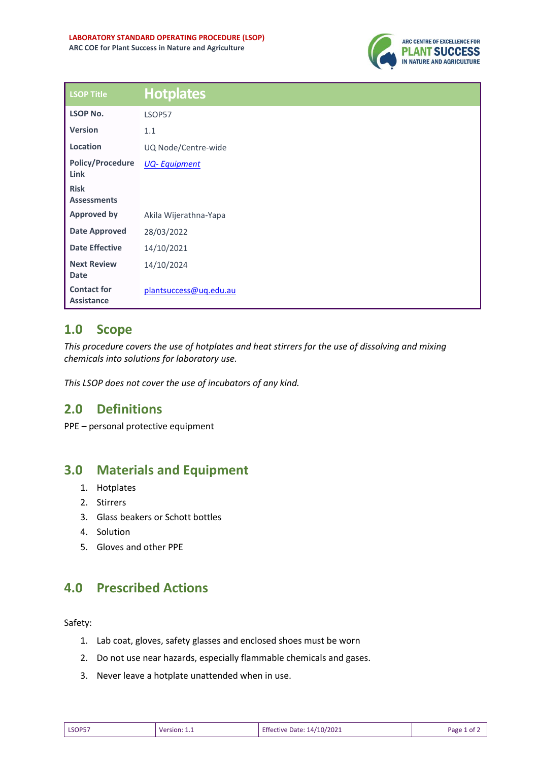LABORATORY STANDARD OPERATING PROCEDURE (LSOP)
ARC COE for Plant Success in Nature and Agriculture

| LSOP Title | Hotplates |
| --- | --- |
| LSOP No. | LSOP57 |
| Version | 1.1 |
| Location | UQ Node/Centre-wide |
| Policy/Procedure Link | UQ- Equipment |
| Risk Assessments | |
| Approved by | Akila Wijerathna-Yapa |
| Date Approved | 28/03/2022 |
| Date Effective | 14/10/2021 |
| Next Review Date | 14/10/2024 |
| Contact for Assistance | plantsuccess@uq.edu.au |

## 1.0 Scope

*This procedure covers the use of hotplates and heat stirrers for the use of dissolving and mixing chemicals into solutions for laboratory use.*

*This LSOP does not cover the use of incubators of any kind.*

## 2.0 Definitions

PPE – personal protective equipment

## 3.0 Materials and Equipment

1. Hotplates
2. Stirrers
3. Glass beakers or Schott bottles
4. Solution
5. Gloves and other PPE

## 4.0 Prescribed Actions

Safety:

1. Lab coat, gloves, safety glasses and enclosed shoes must be worn
2. Do not use near hazards, especially flammable chemicals and gases.
3. Never leave a hotplate unattended when in use.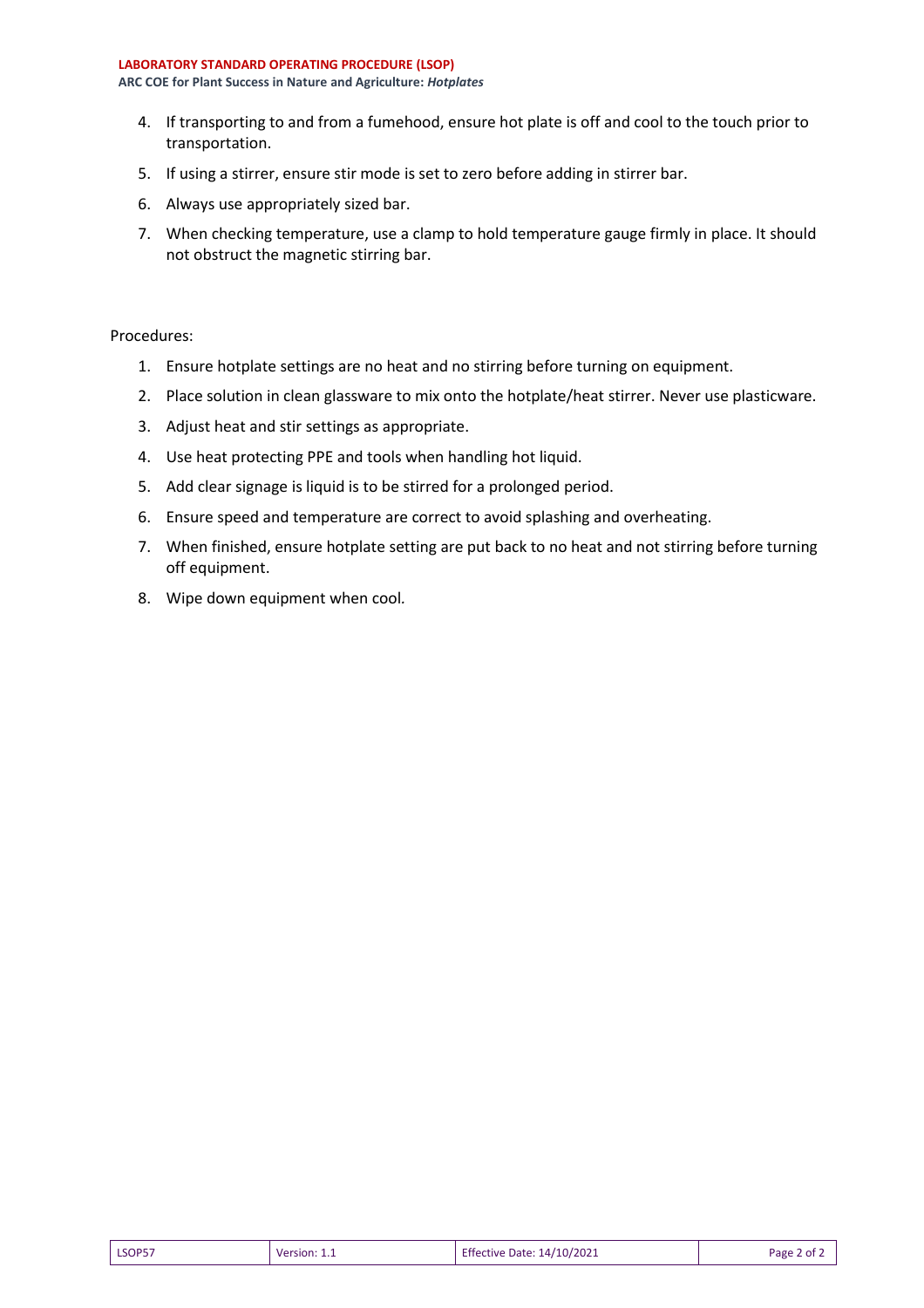4. If transporting to and from a fumehood, ensure hot plate is off and cool to the touch prior to transportation.
5. If using a stirrer, ensure stir mode is set to zero before adding in stirrer bar.
6. Always use appropriately sized bar.
7. When checking temperature, use a clamp to hold temperature gauge firmly in place. It should not obstruct the magnetic stirring bar.

Procedures:

1. Ensure hotplate settings are no heat and no stirring before turning on equipment.
2. Place solution in clean glassware to mix onto the hotplate/heat stirrer. Never use plasticware.
3. Adjust heat and stir settings as appropriate.
4. Use heat protecting PPE and tools when handling hot liquid.
5. Add clear signage is liquid is to be stirred for a prolonged period.
6. Ensure speed and temperature are correct to avoid splashing and overheating.
7. When finished, ensure hotplate setting are put back to no heat and not stirring before turning off equipment.
8. Wipe down equipment when cool.